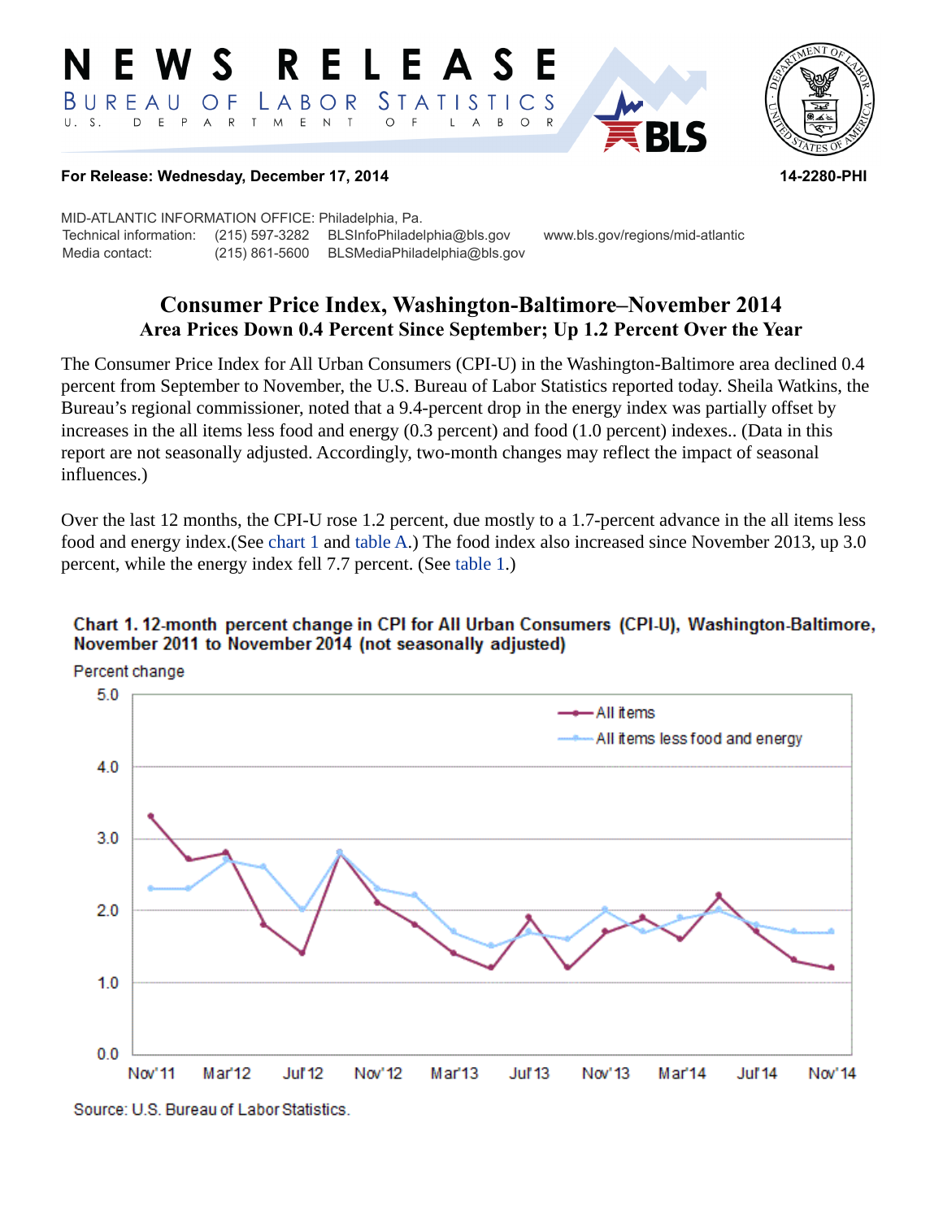# NEWS RELEASE

BUREAU OF LABOR STATISTICS

U. S. DEPARTMENT OF LABOR

**For Release: Wednesday, December 17, 2014** **14-2280-PHI**

MID-ATLANTIC INFORMATION OFFICE: Philadelphia, Pa.

Technical information: (215) 597-3282 BLSInfoPhiladelphia@bls.gov www.bls.gov/regions/mid-atlantic

Media contact: (215) 861-5600 BLSMediaPhiladelphia@bls.gov

## Consumer Price Index, Washington-Baltimore–November 2014

### Area Prices Down 0.4 Percent Since September; Up 1.2 Percent Over the Year

The Consumer Price Index for All Urban Consumers (CPI-U) in the Washington-Baltimore area declined 0.4 percent from September to November, the U.S. Bureau of Labor Statistics reported today. Sheila Watkins, the Bureau's regional commissioner, noted that a 9.4-percent drop in the energy index was partially offset by increases in the all items less food and energy (0.3 percent) and food (1.0 percent) indexes.. (Data in this report are not seasonally adjusted. Accordingly, two-month changes may reflect the impact of seasonal influences.)

Over the last 12 months, the CPI-U rose 1.2 percent, due mostly to a 1.7-percent advance in the all items less food and energy index.(See chart 1 and table A.) The food index also increased since November 2013, up 3.0 percent, while the energy index fell 7.7 percent. (See table 1.)

**Chart 1. 12-month percent change in CPI for All Urban Consumers (CPI-U), Washington-Baltimore, November 2011 to November 2014 (not seasonally adjusted)**

Percent change

Legend: All items; All items less food and energy

X-axis: Nov'11, Mar'12, Jul'12, Nov'12, Mar'13, Jul'13, Nov'13, Mar'14, Jul'14, Nov'14

Y-axis: 0.0, 1.0, 2.0, 3.0, 4.0, 5.0

Source: U.S. Bureau of Labor Statistics.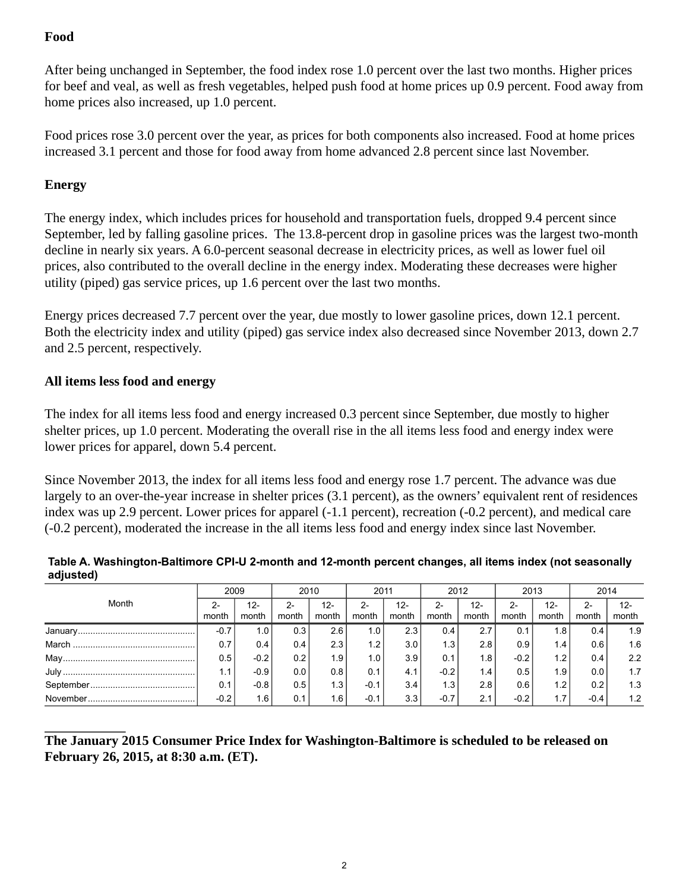## Food

After being unchanged in September, the food index rose 1.0 percent over the last two months. Higher prices for beef and veal, as well as fresh vegetables, helped push food at home prices up 0.9 percent. Food away from home prices also increased, up 1.0 percent.

Food prices rose 3.0 percent over the year, as prices for both components also increased. Food at home prices increased 3.1 percent and those for food away from home advanced 2.8 percent since last November.

## Energy

The energy index, which includes prices for household and transportation fuels, dropped 9.4 percent since September, led by falling gasoline prices. The 13.8-percent drop in gasoline prices was the largest two-month decline in nearly six years. A 6.0-percent seasonal decrease in electricity prices, as well as lower fuel oil prices, also contributed to the overall decline in the energy index. Moderating these decreases were higher utility (piped) gas service prices, up 1.6 percent over the last two months.

Energy prices decreased 7.7 percent over the year, due mostly to lower gasoline prices, down 12.1 percent. Both the electricity index and utility (piped) gas service index also decreased since November 2013, down 2.7 and 2.5 percent, respectively.

## All items less food and energy

The index for all items less food and energy increased 0.3 percent since September, due mostly to higher shelter prices, up 1.0 percent. Moderating the overall rise in the all items less food and energy index were lower prices for apparel, down 5.4 percent.

Since November 2013, the index for all items less food and energy rose 1.7 percent. The advance was due largely to an over-the-year increase in shelter prices (3.1 percent), as the owners' equivalent rent of residences index was up 2.9 percent. Lower prices for apparel (-1.1 percent), recreation (-0.2 percent), and medical care (-0.2 percent), moderated the increase in the all items less food and energy index since last November.

**Table A. Washington-Baltimore CPI-U 2-month and 12-month percent changes, all items index (not seasonally adjusted)**

| Month | 2009 | | 2010 | | 2011 | | 2012 | | 2013 | | 2014 | |
|---|---|---|---|---|---|---|---|---|---|---|---|---|
| | 2-month | 12-month | 2-month | 12-month | 2-month | 12-month | 2-month | 12-month | 2-month | 12-month | 2-month | 12-month |
| January | -0.7 | 1.0 | 0.3 | 2.6 | 1.0 | 2.3 | 0.4 | 2.7 | 0.1 | 1.8 | 0.4 | 1.9 |
| March | 0.7 | 0.4 | 0.4 | 2.3 | 1.2 | 3.0 | 1.3 | 2.8 | 0.9 | 1.4 | 0.6 | 1.6 |
| May | 0.5 | -0.2 | 0.2 | 1.9 | 1.0 | 3.9 | 0.1 | 1.8 | -0.2 | 1.2 | 0.4 | 2.2 |
| July | 1.1 | -0.9 | 0.0 | 0.8 | 0.1 | 4.1 | -0.2 | 1.4 | 0.5 | 1.9 | 0.0 | 1.7 |
| September | 0.1 | -0.8 | 0.5 | 1.3 | -0.1 | 3.4 | 1.3 | 2.8 | 0.6 | 1.2 | 0.2 | 1.3 |
| November | -0.2 | 1.6 | 0.1 | 1.6 | -0.1 | 3.3 | -0.7 | 2.1 | -0.2 | 1.7 | -0.4 | 1.2 |

**The January 2015 Consumer Price Index for Washington-Baltimore is scheduled to be released on February 26, 2015, at 8:30 a.m. (ET).**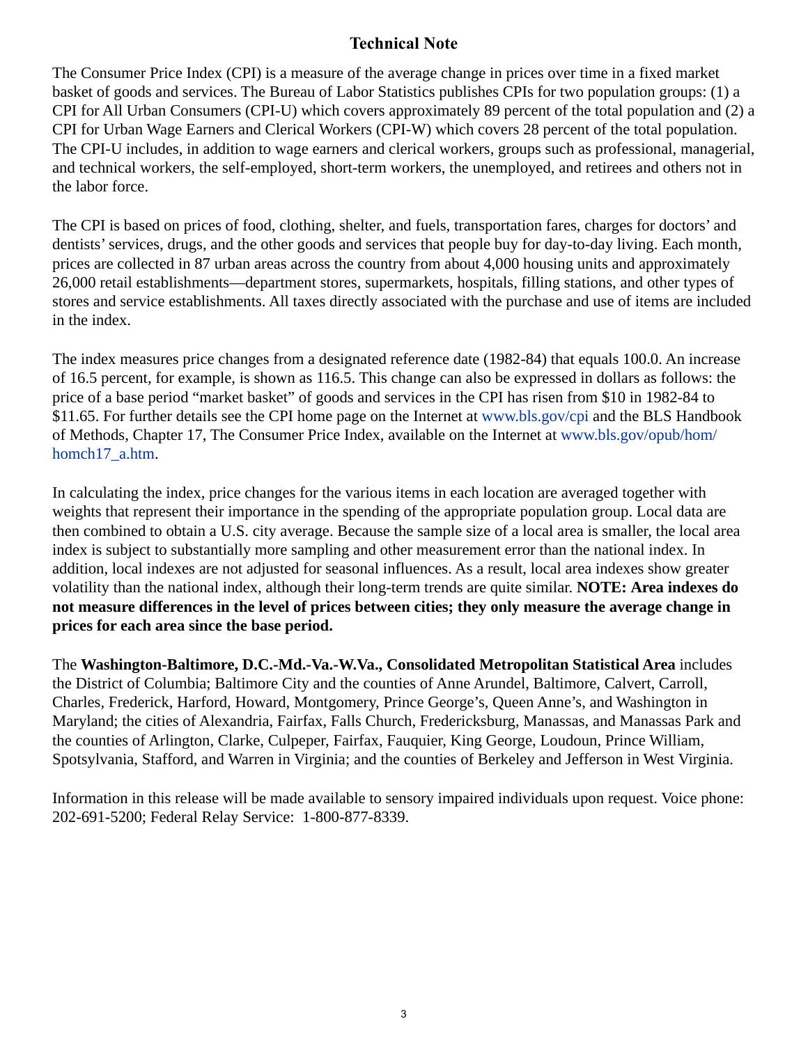# Technical Note

The Consumer Price Index (CPI) is a measure of the average change in prices over time in a fixed market basket of goods and services. The Bureau of Labor Statistics publishes CPIs for two population groups: (1) a CPI for All Urban Consumers (CPI-U) which covers approximately 89 percent of the total population and (2) a CPI for Urban Wage Earners and Clerical Workers (CPI-W) which covers 28 percent of the total population. The CPI-U includes, in addition to wage earners and clerical workers, groups such as professional, managerial, and technical workers, the self-employed, short-term workers, the unemployed, and retirees and others not in the labor force.

The CPI is based on prices of food, clothing, shelter, and fuels, transportation fares, charges for doctors' and dentists' services, drugs, and the other goods and services that people buy for day-to-day living. Each month, prices are collected in 87 urban areas across the country from about 4,000 housing units and approximately 26,000 retail establishments—department stores, supermarkets, hospitals, filling stations, and other types of stores and service establishments. All taxes directly associated with the purchase and use of items are included in the index.

The index measures price changes from a designated reference date (1982-84) that equals 100.0. An increase of 16.5 percent, for example, is shown as 116.5. This change can also be expressed in dollars as follows: the price of a base period "market basket" of goods and services in the CPI has risen from $10 in 1982-84 to $11.65. For further details see the CPI home page on the Internet at www.bls.gov/cpi and the BLS Handbook of Methods, Chapter 17, The Consumer Price Index, available on the Internet at www.bls.gov/opub/hom/homch17_a.htm.

In calculating the index, price changes for the various items in each location are averaged together with weights that represent their importance in the spending of the appropriate population group. Local data are then combined to obtain a U.S. city average. Because the sample size of a local area is smaller, the local area index is subject to substantially more sampling and other measurement error than the national index. In addition, local indexes are not adjusted for seasonal influences. As a result, local area indexes show greater volatility than the national index, although their long-term trends are quite similar. **NOTE: Area indexes do not measure differences in the level of prices between cities; they only measure the average change in prices for each area since the base period.**

The **Washington-Baltimore, D.C.-Md.-Va.-W.Va., Consolidated Metropolitan Statistical Area** includes the District of Columbia; Baltimore City and the counties of Anne Arundel, Baltimore, Calvert, Carroll, Charles, Frederick, Harford, Howard, Montgomery, Prince George's, Queen Anne's, and Washington in Maryland; the cities of Alexandria, Fairfax, Falls Church, Fredericksburg, Manassas, and Manassas Park and the counties of Arlington, Clarke, Culpeper, Fairfax, Fauquier, King George, Loudoun, Prince William, Spotsylvania, Stafford, and Warren in Virginia; and the counties of Berkeley and Jefferson in West Virginia.

Information in this release will be made available to sensory impaired individuals upon request. Voice phone: 202-691-5200; Federal Relay Service: 1-800-877-8339.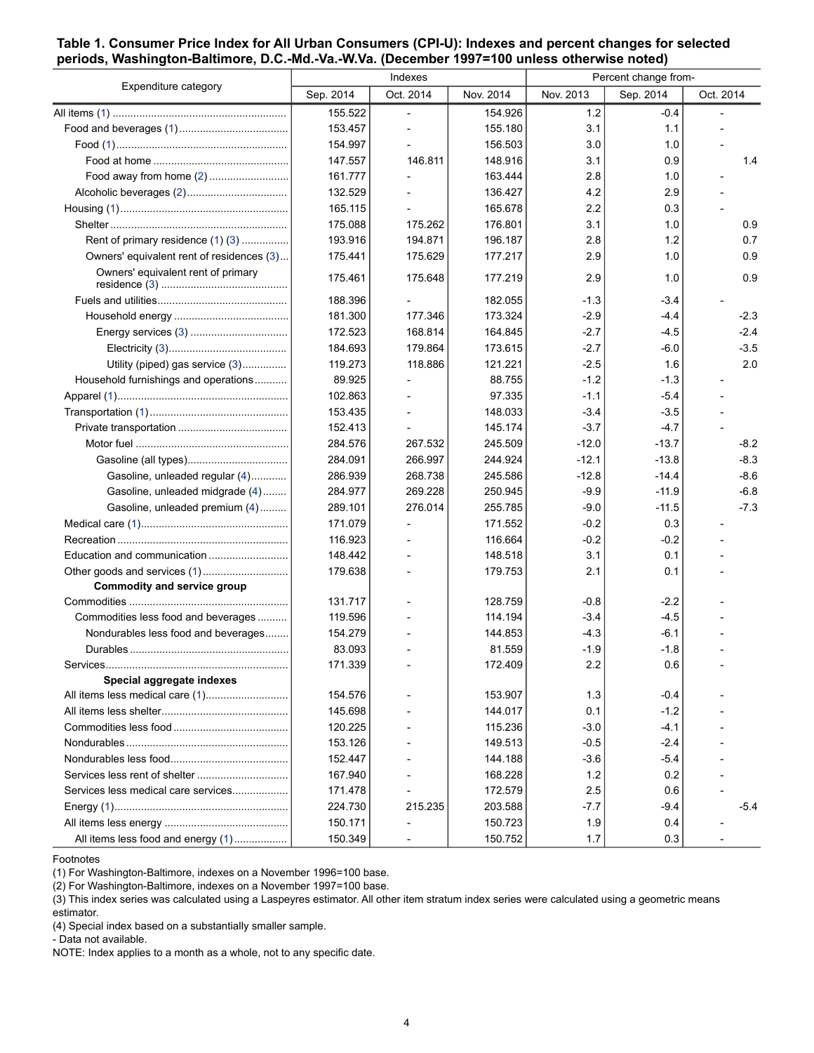**Table 1. Consumer Price Index for All Urban Consumers (CPI-U): Indexes and percent changes for selected periods, Washington-Baltimore, D.C.-Md.-Va.-W.Va. (December 1997=100 unless otherwise noted)**

| Expenditure category | Indexes | | | Percent change from- | | |
|---|---|---|---|---|---|---|
| | Sep. 2014 | Oct. 2014 | Nov. 2014 | Nov. 2013 | Sep. 2014 | Oct. 2014 |
| All items (1) | 155.522 | - | 154.926 | 1.2 | -0.4 | - |
| Food and beverages (1) | 153.457 | - | 155.180 | 3.1 | 1.1 | - |
| Food (1) | 154.997 | - | 156.503 | 3.0 | 1.0 | - |
| Food at home | 147.557 | 146.811 | 148.916 | 3.1 | 0.9 | 1.4 |
| Food away from home (2) | 161.777 | - | 163.444 | 2.8 | 1.0 | - |
| Alcoholic beverages (2) | 132.529 | - | 136.427 | 4.2 | 2.9 | - |
| Housing (1) | 165.115 | - | 165.678 | 2.2 | 0.3 | - |
| Shelter | 175.088 | 175.262 | 176.801 | 3.1 | 1.0 | 0.9 |
| Rent of primary residence (1) (3) | 193.916 | 194.871 | 196.187 | 2.8 | 1.2 | 0.7 |
| Owners' equivalent rent of residences (3) | 175.441 | 175.629 | 177.217 | 2.9 | 1.0 | 0.9 |
| Owners' equivalent rent of primary residence (3) | 175.461 | 175.648 | 177.219 | 2.9 | 1.0 | 0.9 |
| Fuels and utilities | 188.396 | - | 182.055 | -1.3 | -3.4 | - |
| Household energy | 181.300 | 177.346 | 173.324 | -2.9 | -4.4 | -2.3 |
| Energy services (3) | 172.523 | 168.814 | 164.845 | -2.7 | -4.5 | -2.4 |
| Electricity (3) | 184.693 | 179.864 | 173.615 | -2.7 | -6.0 | -3.5 |
| Utility (piped) gas service (3) | 119.273 | 118.886 | 121.221 | -2.5 | 1.6 | 2.0 |
| Household furnishings and operations | 89.925 | - | 88.755 | -1.2 | -1.3 | - |
| Apparel (1) | 102.863 | - | 97.335 | -1.1 | -5.4 | - |
| Transportation (1) | 153.435 | - | 148.033 | -3.4 | -3.5 | - |
| Private transportation | 152.413 | - | 145.174 | -3.7 | -4.7 | - |
| Motor fuel | 284.576 | 267.532 | 245.509 | -12.0 | -13.7 | -8.2 |
| Gasoline (all types) | 284.091 | 266.997 | 244.924 | -12.1 | -13.8 | -8.3 |
| Gasoline, unleaded regular (4) | 286.939 | 268.738 | 245.586 | -12.8 | -14.4 | -8.6 |
| Gasoline, unleaded midgrade (4) | 284.977 | 269.228 | 250.945 | -9.9 | -11.9 | -6.8 |
| Gasoline, unleaded premium (4) | 289.101 | 276.014 | 255.785 | -9.0 | -11.5 | -7.3 |
| Medical care (1) | 171.079 | - | 171.552 | -0.2 | 0.3 | - |
| Recreation | 116.923 | - | 116.664 | -0.2 | -0.2 | - |
| Education and communication | 148.442 | - | 148.518 | 3.1 | 0.1 | - |
| Other goods and services (1) | 179.638 | - | 179.753 | 2.1 | 0.1 | - |
| **Commodity and service group** | | | | | | |
| Commodities | 131.717 | - | 128.759 | -0.8 | -2.2 | - |
| Commodities less food and beverages | 119.596 | - | 114.194 | -3.4 | -4.5 | - |
| Nondurables less food and beverages | 154.279 | - | 144.853 | -4.3 | -6.1 | - |
| Durables | 83.093 | - | 81.559 | -1.9 | -1.8 | - |
| Services | 171.339 | - | 172.409 | 2.2 | 0.6 | - |
| **Special aggregate indexes** | | | | | | |
| All items less medical care (1) | 154.576 | - | 153.907 | 1.3 | -0.4 | - |
| All items less shelter | 145.698 | - | 144.017 | 0.1 | -1.2 | - |
| Commodities less food | 120.225 | - | 115.236 | -3.0 | -4.1 | - |
| Nondurables | 153.126 | - | 149.513 | -0.5 | -2.4 | - |
| Nondurables less food | 152.447 | - | 144.188 | -3.6 | -5.4 | - |
| Services less rent of shelter | 167.940 | - | 168.228 | 1.2 | 0.2 | - |
| Services less medical care services | 171.478 | - | 172.579 | 2.5 | 0.6 | - |
| Energy (1) | 224.730 | 215.235 | 203.588 | -7.7 | -9.4 | -5.4 |
| All items less energy | 150.171 | - | 150.723 | 1.9 | 0.4 | - |
| All items less food and energy (1) | 150.349 | - | 150.752 | 1.7 | 0.3 | - |

Footnotes
(1) For Washington-Baltimore, indexes on a November 1996=100 base.
(2) For Washington-Baltimore, indexes on a November 1997=100 base.
(3) This index series was calculated using a Laspeyres estimator. All other item stratum index series were calculated using a geometric means estimator.
(4) Special index based on a substantially smaller sample.
- Data not available.
NOTE: Index applies to a month as a whole, not to any specific date.